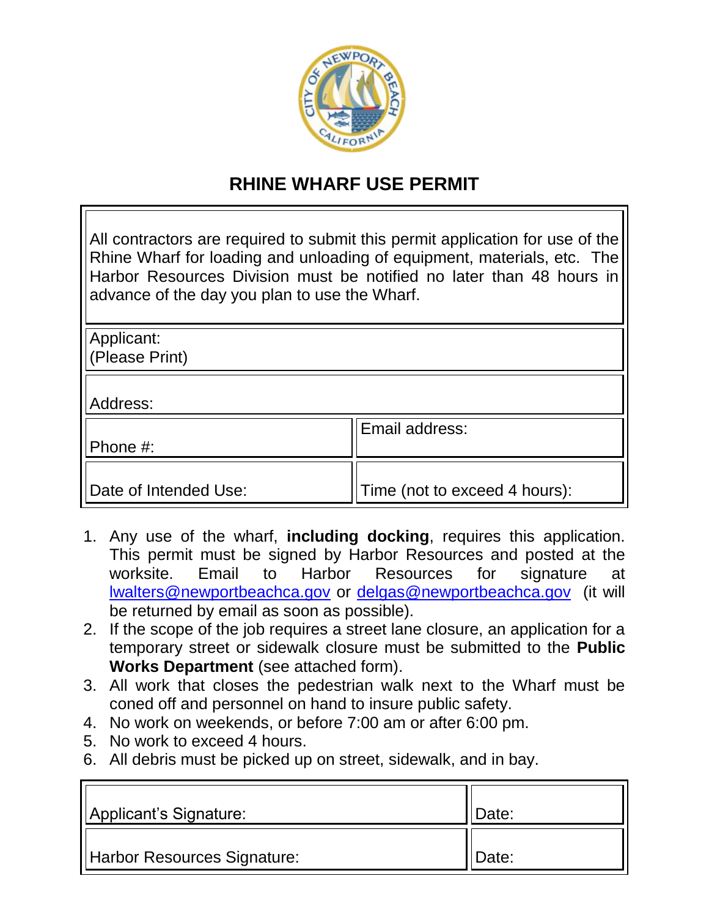# RHINE WHARF USE PERMIT

All contractors are required to submit this permit application for use of the Rhine Wharf for loading and unloading of equipment, materials, etc. The Harbor Resources Division must be notified no later than 48 hours in advance of the day you plan to use the Wharf.

| | |
|---|---|
| Applicant:<br>(Please Print) | |
| Address: | |
| Phone #: | Email address: |
| Date of Intended Use: | Time (not to exceed 4 hours): |

1. Any use of the wharf, **including docking**, requires this application. This permit must be signed by Harbor Resources and posted at the worksite. Email to Harbor Resources for signature at lwalters@newportbeachca.gov or delgas@newportbeachca.gov (it will be returned by email as soon as possible).
2. If the scope of the job requires a street lane closure, an application for a temporary street or sidewalk closure must be submitted to the **Public Works Department** (see attached form).
3. All work that closes the pedestrian walk next to the Wharf must be coned off and personnel on hand to insure public safety.
4. No work on weekends, or before 7:00 am or after 6:00 pm.
5. No work to exceed 4 hours.
6. All debris must be picked up on street, sidewalk, and in bay.

| | |
|---|---|
| Applicant's Signature: | Date: |
| Harbor Resources Signature: | Date: |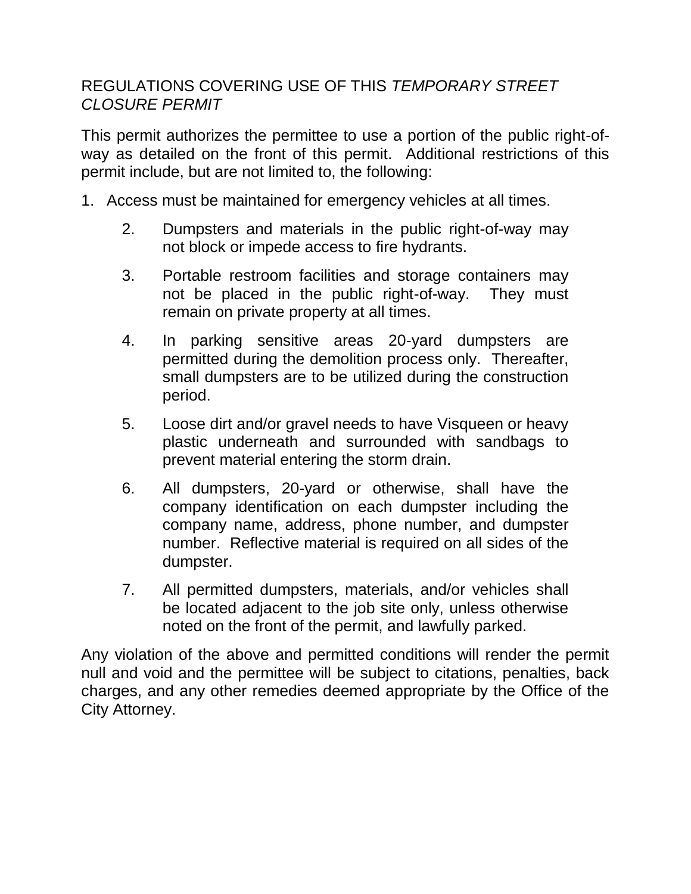REGULATIONS COVERING USE OF THIS *TEMPORARY STREET CLOSURE PERMIT*

This permit authorizes the permittee to use a portion of the public right-of-way as detailed on the front of this permit. Additional restrictions of this permit include, but are not limited to, the following:

1. Access must be maintained for emergency vehicles at all times.
2. Dumpsters and materials in the public right-of-way may not block or impede access to fire hydrants.
3. Portable restroom facilities and storage containers may not be placed in the public right-of-way. They must remain on private property at all times.
4. In parking sensitive areas 20-yard dumpsters are permitted during the demolition process only. Thereafter, small dumpsters are to be utilized during the construction period.
5. Loose dirt and/or gravel needs to have Visqueen or heavy plastic underneath and surrounded with sandbags to prevent material entering the storm drain.
6. All dumpsters, 20-yard or otherwise, shall have the company identification on each dumpster including the company name, address, phone number, and dumpster number. Reflective material is required on all sides of the dumpster.
7. All permitted dumpsters, materials, and/or vehicles shall be located adjacent to the job site only, unless otherwise noted on the front of the permit, and lawfully parked.

Any violation of the above and permitted conditions will render the permit null and void and the permittee will be subject to citations, penalties, back charges, and any other remedies deemed appropriate by the Office of the City Attorney.